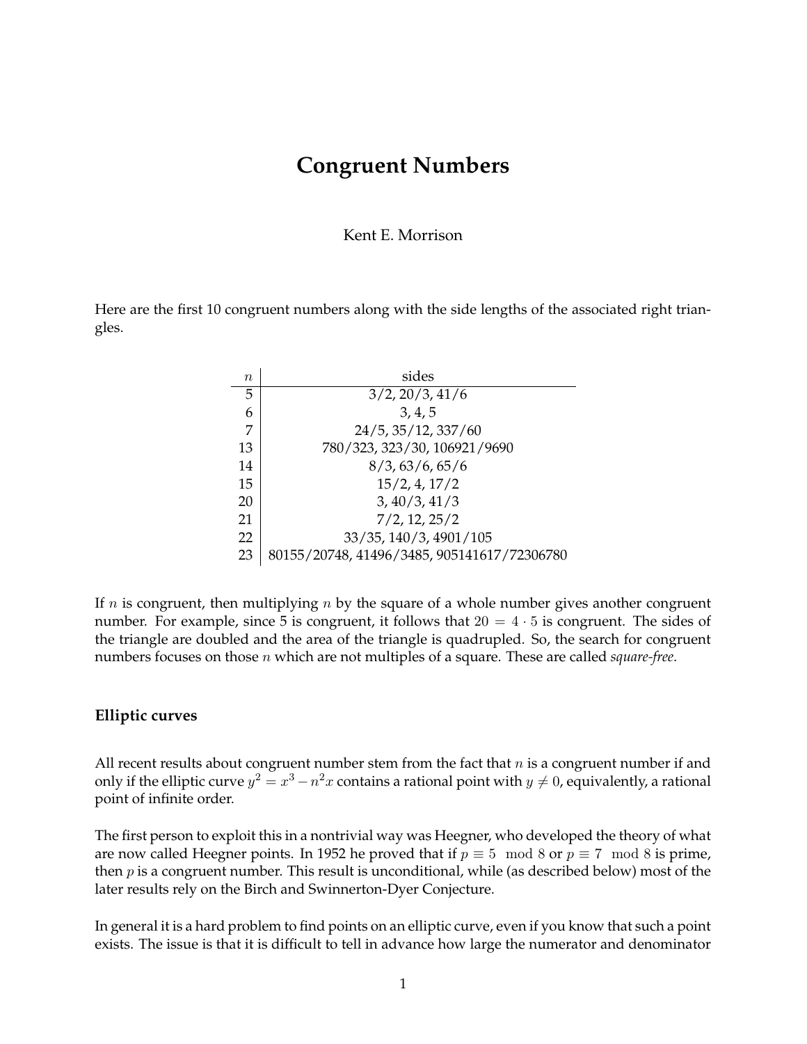# Congruent Numbers

Kent E. Morrison

Here are the first 10 congruent numbers along with the side lengths of the associated right triangles.

| $n$ | sides |
|---|---|
| 5 | 3/2, 20/3, 41/6 |
| 6 | 3, 4, 5 |
| 7 | 24/5, 35/12, 337/60 |
| 13 | 780/323, 323/30, 106921/9690 |
| 14 | 8/3, 63/6, 65/6 |
| 15 | 15/2, 4, 17/2 |
| 20 | 3, 40/3, 41/3 |
| 21 | 7/2, 12, 25/2 |
| 22 | 33/35, 140/3, 4901/105 |
| 23 | 80155/20748, 41496/3485, 905141617/72306780 |

If $n$ is congruent, then multiplying $n$ by the square of a whole number gives another congruent number. For example, since 5 is congruent, it follows that $20 = 4 \cdot 5$ is congruent. The sides of the triangle are doubled and the area of the triangle is quadrupled. So, the search for congruent numbers focuses on those $n$ which are not multiples of a square. These are called *square-free*.

### Elliptic curves

All recent results about congruent number stem from the fact that $n$ is a congruent number if and only if the elliptic curve $y^2 = x^3 - n^2 x$ contains a rational point with $y \neq 0$, equivalently, a rational point of infinite order.

The first person to exploit this in a nontrivial way was Heegner, who developed the theory of what are now called Heegner points. In 1952 he proved that if $p \equiv 5 \mod 8$ or $p \equiv 7 \mod 8$ is prime, then $p$ is a congruent number. This result is unconditional, while (as described below) most of the later results rely on the Birch and Swinnerton-Dyer Conjecture.

In general it is a hard problem to find points on an elliptic curve, even if you know that such a point exists. The issue is that it is difficult to tell in advance how large the numerator and denominator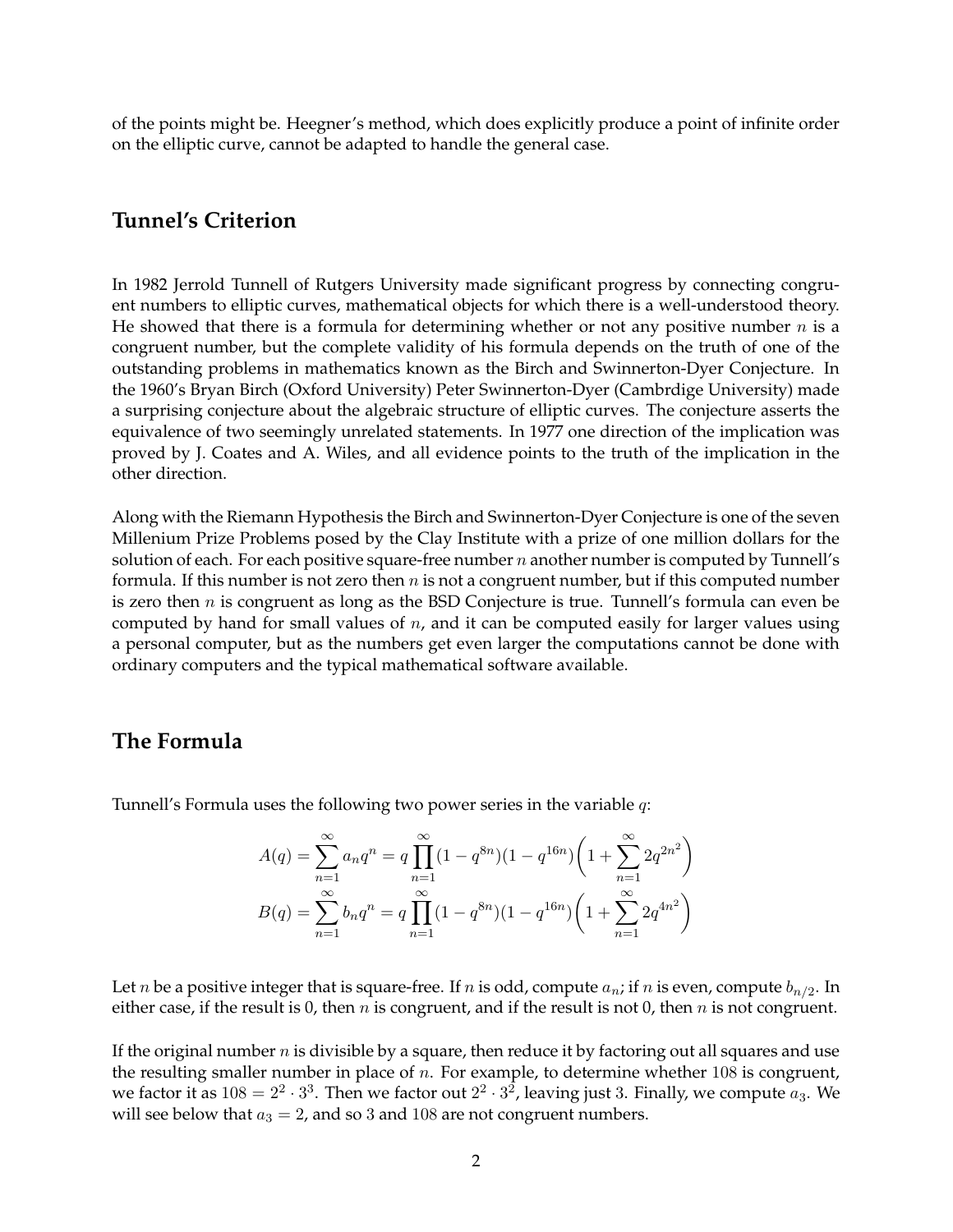of the points might be. Heegner's method, which does explicitly produce a point of infinite order on the elliptic curve, cannot be adapted to handle the general case.

## Tunnel's Criterion

In 1982 Jerrold Tunnell of Rutgers University made significant progress by connecting congruent numbers to elliptic curves, mathematical objects for which there is a well-understood theory. He showed that there is a formula for determining whether or not any positive number $n$ is a congruent number, but the complete validity of his formula depends on the truth of one of the outstanding problems in mathematics known as the Birch and Swinnerton-Dyer Conjecture. In the 1960's Bryan Birch (Oxford University) Peter Swinnerton-Dyer (Cambrdige University) made a surprising conjecture about the algebraic structure of elliptic curves. The conjecture asserts the equivalence of two seemingly unrelated statements. In 1977 one direction of the implication was proved by J. Coates and A. Wiles, and all evidence points to the truth of the implication in the other direction.

Along with the Riemann Hypothesis the Birch and Swinnerton-Dyer Conjecture is one of the seven Millenium Prize Problems posed by the Clay Institute with a prize of one million dollars for the solution of each. For each positive square-free number $n$ another number is computed by Tunnell's formula. If this number is not zero then $n$ is not a congruent number, but if this computed number is zero then $n$ is congruent as long as the BSD Conjecture is true. Tunnell's formula can even be computed by hand for small values of $n$, and it can be computed easily for larger values using a personal computer, but as the numbers get even larger the computations cannot be done with ordinary computers and the typical mathematical software available.

## The Formula

Tunnell's Formula uses the following two power series in the variable $q$:

$$A(q) = \sum_{n=1}^{\infty} a_n q^n = q \prod_{n=1}^{\infty} (1 - q^{8n})(1 - q^{16n}) \left( 1 + \sum_{n=1}^{\infty} 2q^{2n^2} \right)$$

$$B(q) = \sum_{n=1}^{\infty} b_n q^n = q \prod_{n=1}^{\infty} (1 - q^{8n})(1 - q^{16n}) \left( 1 + \sum_{n=1}^{\infty} 2q^{4n^2} \right)$$

Let $n$ be a positive integer that is square-free. If $n$ is odd, compute $a_n$; if $n$ is even, compute $b_{n/2}$. In either case, if the result is 0, then $n$ is congruent, and if the result is not 0, then $n$ is not congruent.

If the original number $n$ is divisible by a square, then reduce it by factoring out all squares and use the resulting smaller number in place of $n$. For example, to determine whether $108$ is congruent, we factor it as $108 = 2^2 \cdot 3^3$. Then we factor out $2^2 \cdot 3^2$, leaving just 3. Finally, we compute $a_3$. We will see below that $a_3 = 2$, and so 3 and $108$ are not congruent numbers.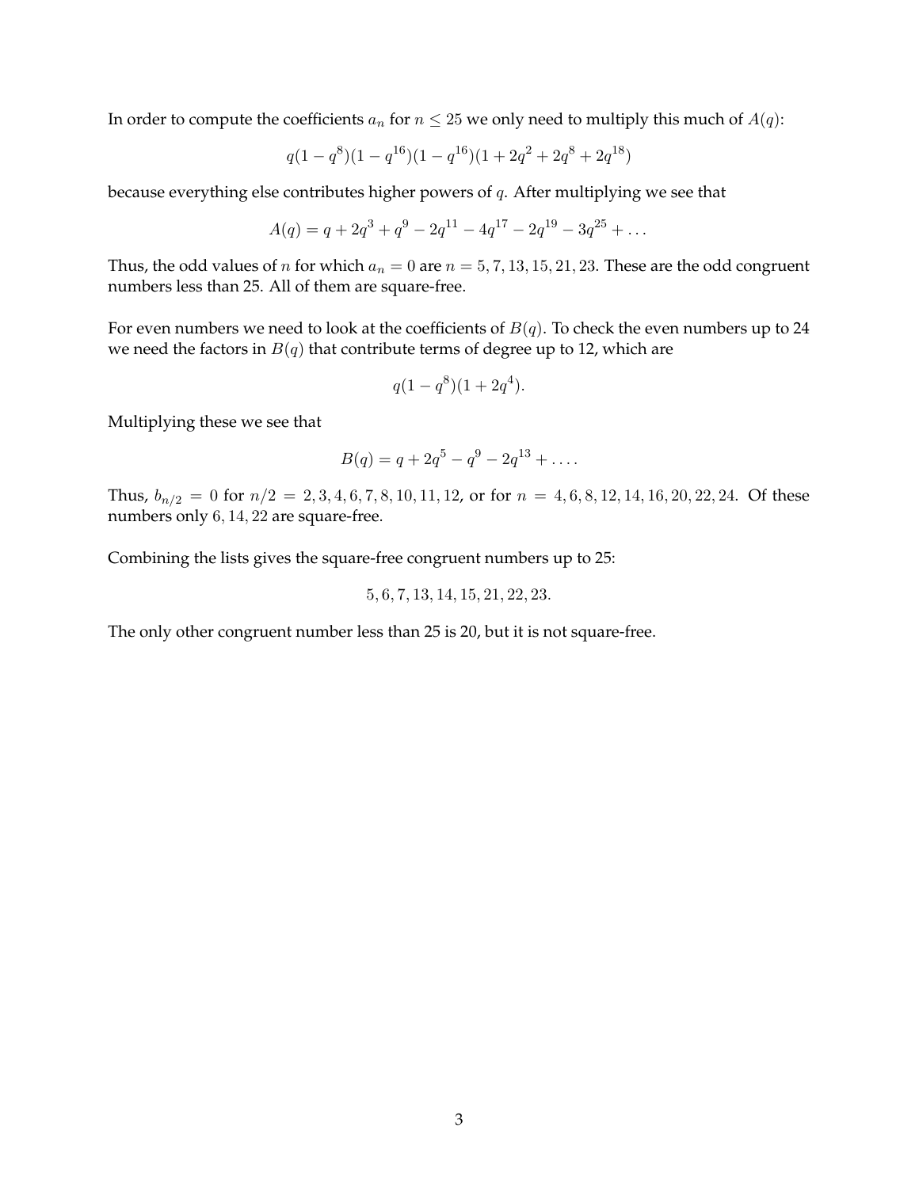In order to compute the coefficients $a_n$ for $n \leq 25$ we only need to multiply this much of $A(q)$:

$$q(1-q^8)(1-q^{16})(1-q^{16})(1+2q^2+2q^8+2q^{18})$$

because everything else contributes higher powers of $q$. After multiplying we see that

$$A(q) = q + 2q^3 + q^9 - 2q^{11} - 4q^{17} - 2q^{19} - 3q^{25} + \dots$$

Thus, the odd values of $n$ for which $a_n = 0$ are $n = 5, 7, 13, 15, 21, 23$. These are the odd congruent numbers less than 25. All of them are square-free.

For even numbers we need to look at the coefficients of $B(q)$. To check the even numbers up to 24 we need the factors in $B(q)$ that contribute terms of degree up to 12, which are

$$q(1-q^8)(1+2q^4).$$

Multiplying these we see that

$$B(q) = q + 2q^5 - q^9 - 2q^{13} + \dots.$$

Thus, $b_{n/2} = 0$ for $n/2 = 2, 3, 4, 6, 7, 8, 10, 11, 12$, or for $n = 4, 6, 8, 12, 14, 16, 20, 22, 24$. Of these numbers only $6, 14, 22$ are square-free.

Combining the lists gives the square-free congruent numbers up to 25:

$$5, 6, 7, 13, 14, 15, 21, 22, 23.$$

The only other congruent number less than 25 is 20, but it is not square-free.